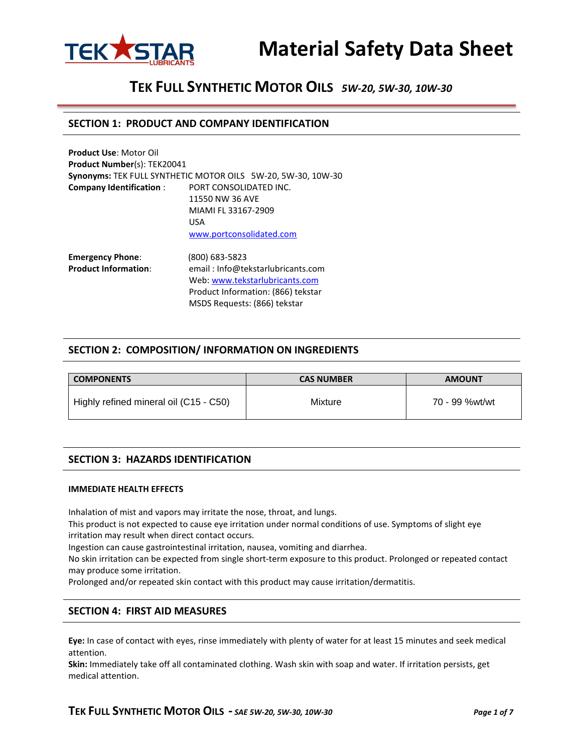# Material Safety Data Sheet

## TEK FULL SYNTHETIC MOTOR OILS *5W-20, 5W-30, 10W-30*

## SECTION 1: PRODUCT AND COMPANY IDENTIFICATION

**Product Use**: Motor Oil
**Product Number**(s): TEK20041
**Synonyms:** TEK FULL SYNTHETIC MOTOR OILS 5W-20, 5W-30, 10W-30
**Company Identification** : PORT CONSOLIDATED INC.
11550 NW 36 AVE
MIAMI FL 33167-2909
USA
www.portconsolidated.com

**Emergency Phone**: (800) 683-5823
**Product Information**: email : Info@tekstarlubricants.com
Web: www.tekstarlubricants.com
Product Information: (866) tekstar
MSDS Requests: (866) tekstar

## SECTION 2: COMPOSITION/ INFORMATION ON INGREDIENTS

| COMPONENTS | CAS NUMBER | AMOUNT |
|---|---|---|
| Highly refined mineral oil (C15 - C50) | Mixture | 70 - 99 %wt/wt |

## SECTION 3: HAZARDS IDENTIFICATION

**IMMEDIATE HEALTH EFFECTS**

Inhalation of mist and vapors may irritate the nose, throat, and lungs.
This product is not expected to cause eye irritation under normal conditions of use. Symptoms of slight eye irritation may result when direct contact occurs.
Ingestion can cause gastrointestinal irritation, nausea, vomiting and diarrhea.
No skin irritation can be expected from single short-term exposure to this product. Prolonged or repeated contact may produce some irritation.
Prolonged and/or repeated skin contact with this product may cause irritation/dermatitis.

## SECTION 4: FIRST AID MEASURES

**Eye:** In case of contact with eyes, rinse immediately with plenty of water for at least 15 minutes and seek medical attention.
**Skin:** Immediately take off all contaminated clothing. Wash skin with soap and water. If irritation persists, get medical attention.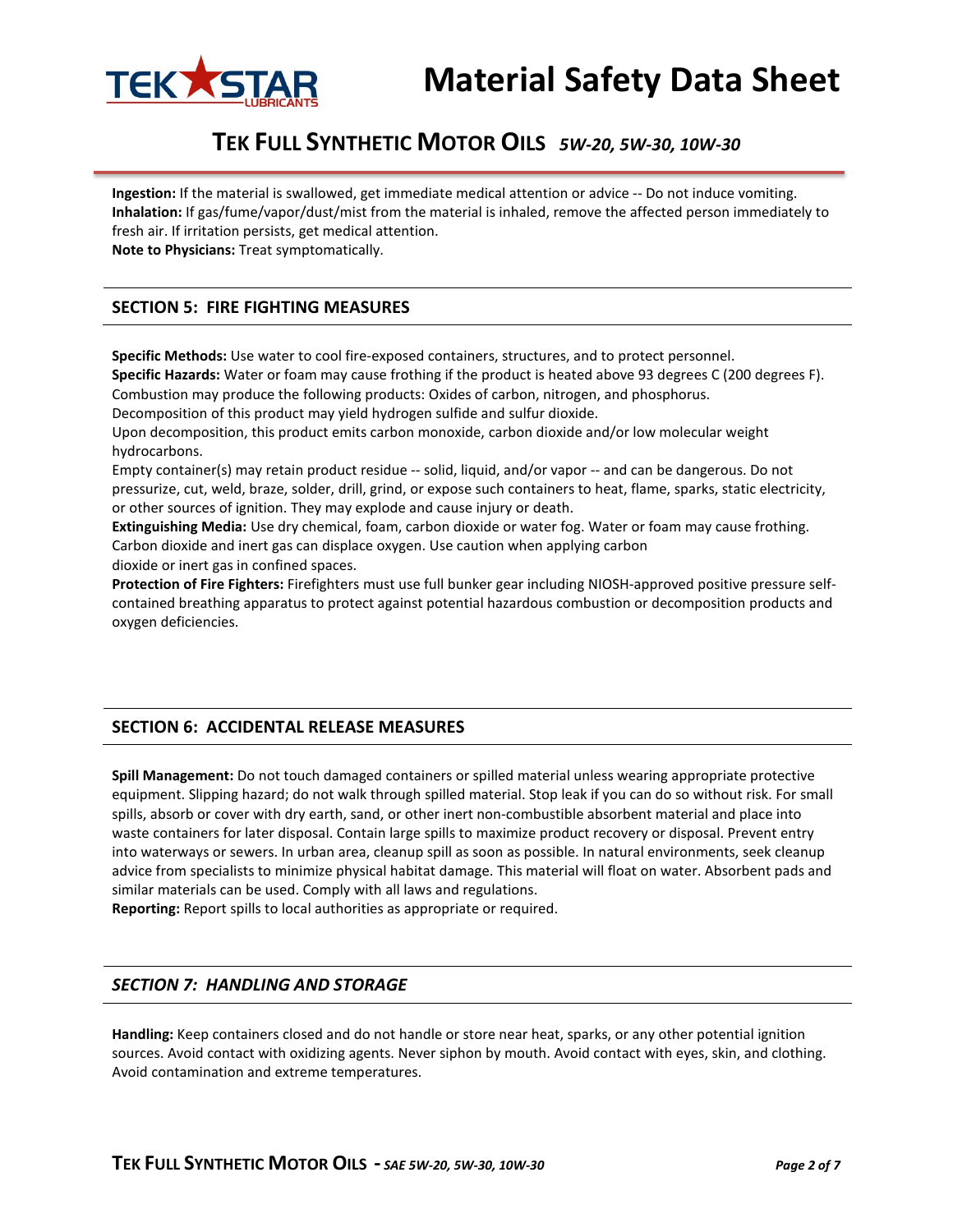**Ingestion:** If the material is swallowed, get immediate medical attention or advice -- Do not induce vomiting.
**Inhalation:** If gas/fume/vapor/dust/mist from the material is inhaled, remove the affected person immediately to fresh air. If irritation persists, get medical attention.
**Note to Physicians:** Treat symptomatically.

## SECTION 5: FIRE FIGHTING MEASURES

**Specific Methods:** Use water to cool fire-exposed containers, structures, and to protect personnel.
**Specific Hazards:** Water or foam may cause frothing if the product is heated above 93 degrees C (200 degrees F).
Combustion may produce the following products: Oxides of carbon, nitrogen, and phosphorus.
Decomposition of this product may yield hydrogen sulfide and sulfur dioxide.
Upon decomposition, this product emits carbon monoxide, carbon dioxide and/or low molecular weight hydrocarbons.
Empty container(s) may retain product residue -- solid, liquid, and/or vapor -- and can be dangerous. Do not pressurize, cut, weld, braze, solder, drill, grind, or expose such containers to heat, flame, sparks, static electricity, or other sources of ignition. They may explode and cause injury or death.
**Extinguishing Media:** Use dry chemical, foam, carbon dioxide or water fog. Water or foam may cause frothing. Carbon dioxide and inert gas can displace oxygen. Use caution when applying carbon dioxide or inert gas in confined spaces.
**Protection of Fire Fighters:** Firefighters must use full bunker gear including NIOSH-approved positive pressure self-contained breathing apparatus to protect against potential hazardous combustion or decomposition products and oxygen deficiencies.

## SECTION 6: ACCIDENTAL RELEASE MEASURES

**Spill Management:** Do not touch damaged containers or spilled material unless wearing appropriate protective equipment. Slipping hazard; do not walk through spilled material. Stop leak if you can do so without risk. For small spills, absorb or cover with dry earth, sand, or other inert non-combustible absorbent material and place into waste containers for later disposal. Contain large spills to maximize product recovery or disposal. Prevent entry into waterways or sewers. In urban area, cleanup spill as soon as possible. In natural environments, seek cleanup advice from specialists to minimize physical habitat damage. This material will float on water. Absorbent pads and similar materials can be used. Comply with all laws and regulations.
**Reporting:** Report spills to local authorities as appropriate or required.

## *SECTION 7: HANDLING AND STORAGE*

**Handling:** Keep containers closed and do not handle or store near heat, sparks, or any other potential ignition sources. Avoid contact with oxidizing agents. Never siphon by mouth. Avoid contact with eyes, skin, and clothing. Avoid contamination and extreme temperatures.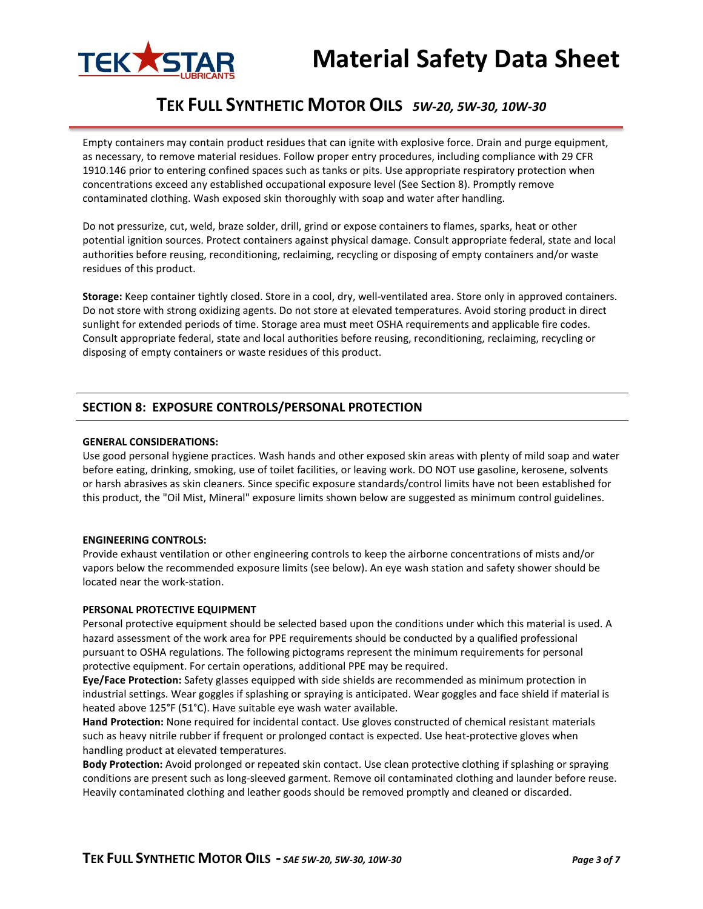Empty containers may contain product residues that can ignite with explosive force. Drain and purge equipment, as necessary, to remove material residues. Follow proper entry procedures, including compliance with 29 CFR 1910.146 prior to entering confined spaces such as tanks or pits. Use appropriate respiratory protection when concentrations exceed any established occupational exposure level (See Section 8). Promptly remove contaminated clothing. Wash exposed skin thoroughly with soap and water after handling.

Do not pressurize, cut, weld, braze solder, drill, grind or expose containers to flames, sparks, heat or other potential ignition sources. Protect containers against physical damage. Consult appropriate federal, state and local authorities before reusing, reconditioning, reclaiming, recycling or disposing of empty containers and/or waste residues of this product.

**Storage:** Keep container tightly closed. Store in a cool, dry, well-ventilated area. Store only in approved containers. Do not store with strong oxidizing agents. Do not store at elevated temperatures. Avoid storing product in direct sunlight for extended periods of time. Storage area must meet OSHA requirements and applicable fire codes. Consult appropriate federal, state and local authorities before reusing, reconditioning, reclaiming, recycling or disposing of empty containers or waste residues of this product.

## SECTION 8: EXPOSURE CONTROLS/PERSONAL PROTECTION

**GENERAL CONSIDERATIONS:**
Use good personal hygiene practices. Wash hands and other exposed skin areas with plenty of mild soap and water before eating, drinking, smoking, use of toilet facilities, or leaving work. DO NOT use gasoline, kerosene, solvents or harsh abrasives as skin cleaners. Since specific exposure standards/control limits have not been established for this product, the "Oil Mist, Mineral" exposure limits shown below are suggested as minimum control guidelines.

**ENGINEERING CONTROLS:**
Provide exhaust ventilation or other engineering controls to keep the airborne concentrations of mists and/or vapors below the recommended exposure limits (see below). An eye wash station and safety shower should be located near the work-station.

**PERSONAL PROTECTIVE EQUIPMENT**
Personal protective equipment should be selected based upon the conditions under which this material is used. A hazard assessment of the work area for PPE requirements should be conducted by a qualified professional pursuant to OSHA regulations. The following pictograms represent the minimum requirements for personal protective equipment. For certain operations, additional PPE may be required.
**Eye/Face Protection:** Safety glasses equipped with side shields are recommended as minimum protection in industrial settings. Wear goggles if splashing or spraying is anticipated. Wear goggles and face shield if material is heated above 125°F (51°C). Have suitable eye wash water available.
**Hand Protection:** None required for incidental contact. Use gloves constructed of chemical resistant materials such as heavy nitrile rubber if frequent or prolonged contact is expected. Use heat-protective gloves when handling product at elevated temperatures.
**Body Protection:** Avoid prolonged or repeated skin contact. Use clean protective clothing if splashing or spraying conditions are present such as long-sleeved garment. Remove oil contaminated clothing and launder before reuse. Heavily contaminated clothing and leather goods should be removed promptly and cleaned or discarded.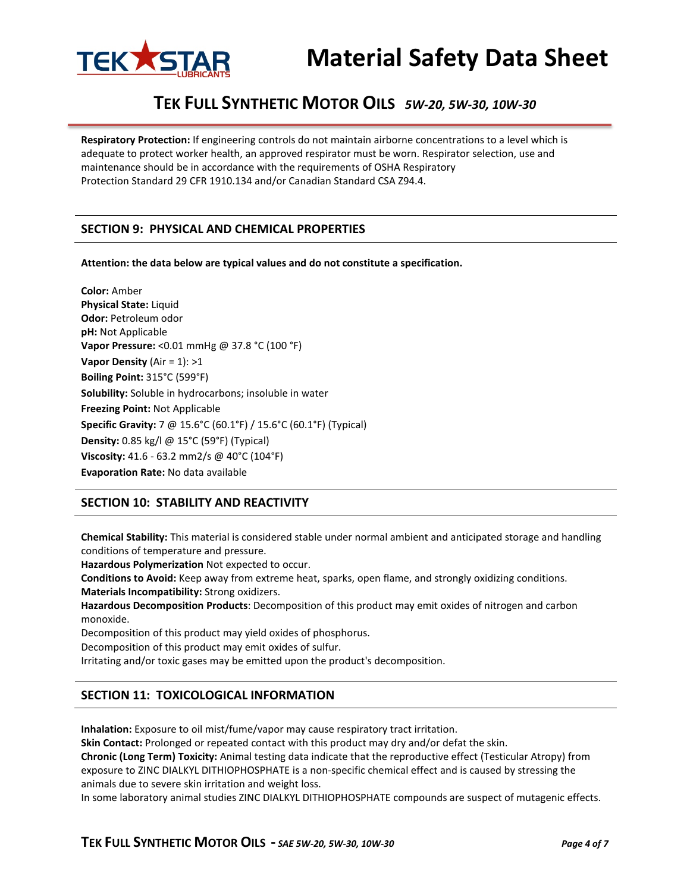**Respiratory Protection:** If engineering controls do not maintain airborne concentrations to a level which is adequate to protect worker health, an approved respirator must be worn. Respirator selection, use and maintenance should be in accordance with the requirements of OSHA Respiratory Protection Standard 29 CFR 1910.134 and/or Canadian Standard CSA Z94.4.

## SECTION 9: PHYSICAL AND CHEMICAL PROPERTIES

**Attention: the data below are typical values and do not constitute a specification.**

**Color:** Amber
**Physical State:** Liquid
**Odor:** Petroleum odor
**pH:** Not Applicable
**Vapor Pressure:** <0.01 mmHg @ 37.8 °C (100 °F)
**Vapor Density** (Air = 1): >1
**Boiling Point:** 315°C (599°F)
**Solubility:** Soluble in hydrocarbons; insoluble in water
**Freezing Point:** Not Applicable
**Specific Gravity:** 7 @ 15.6°C (60.1°F) / 15.6°C (60.1°F) (Typical)
**Density:** 0.85 kg/l @ 15°C (59°F) (Typical)
**Viscosity:** 41.6 - 63.2 mm2/s @ 40°C (104°F)
**Evaporation Rate:** No data available

## SECTION 10: STABILITY AND REACTIVITY

**Chemical Stability:** This material is considered stable under normal ambient and anticipated storage and handling conditions of temperature and pressure.
**Hazardous Polymerization** Not expected to occur.
**Conditions to Avoid:** Keep away from extreme heat, sparks, open flame, and strongly oxidizing conditions.
**Materials Incompatibility:** Strong oxidizers.
**Hazardous Decomposition Products**: Decomposition of this product may emit oxides of nitrogen and carbon monoxide.
Decomposition of this product may yield oxides of phosphorus.
Decomposition of this product may emit oxides of sulfur.
Irritating and/or toxic gases may be emitted upon the product's decomposition.

## SECTION 11: TOXICOLOGICAL INFORMATION

**Inhalation:** Exposure to oil mist/fume/vapor may cause respiratory tract irritation.
**Skin Contact:** Prolonged or repeated contact with this product may dry and/or defat the skin.
**Chronic (Long Term) Toxicity:** Animal testing data indicate that the reproductive effect (Testicular Atropy) from exposure to ZINC DIALKYL DITHIOPHOSPHATE is a non-specific chemical effect and is caused by stressing the animals due to severe skin irritation and weight loss.
In some laboratory animal studies ZINC DIALKYL DITHIOPHOSPHATE compounds are suspect of mutagenic effects.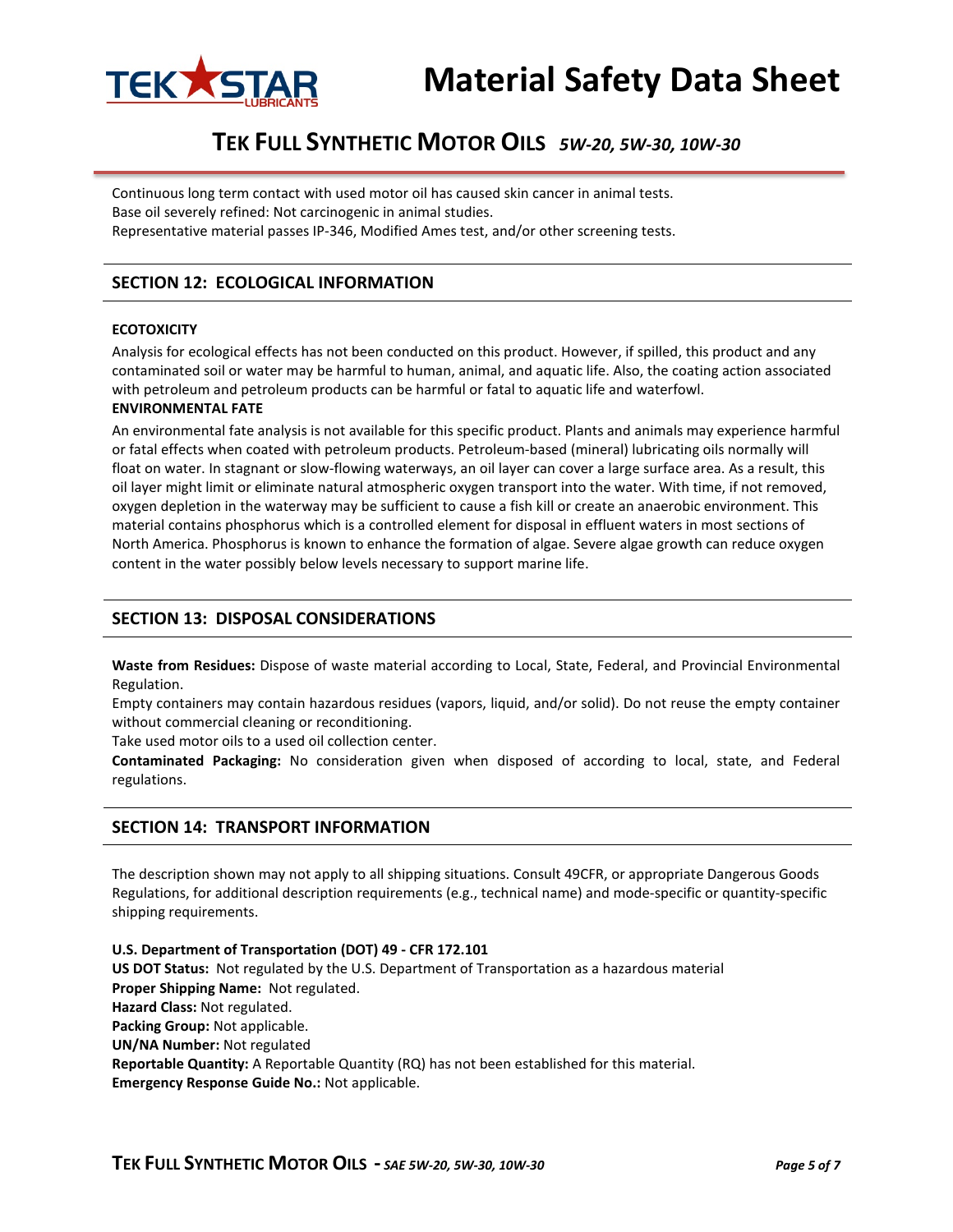Continuous long term contact with used motor oil has caused skin cancer in animal tests.
Base oil severely refined: Not carcinogenic in animal studies.
Representative material passes IP-346, Modified Ames test, and/or other screening tests.

## SECTION 12: ECOLOGICAL INFORMATION

**ECOTOXICITY**

Analysis for ecological effects has not been conducted on this product. However, if spilled, this product and any contaminated soil or water may be harmful to human, animal, and aquatic life. Also, the coating action associated with petroleum and petroleum products can be harmful or fatal to aquatic life and waterfowl.

**ENVIRONMENTAL FATE**

An environmental fate analysis is not available for this specific product. Plants and animals may experience harmful or fatal effects when coated with petroleum products. Petroleum-based (mineral) lubricating oils normally will float on water. In stagnant or slow-flowing waterways, an oil layer can cover a large surface area. As a result, this oil layer might limit or eliminate natural atmospheric oxygen transport into the water. With time, if not removed, oxygen depletion in the waterway may be sufficient to cause a fish kill or create an anaerobic environment. This material contains phosphorus which is a controlled element for disposal in effluent waters in most sections of North America. Phosphorus is known to enhance the formation of algae. Severe algae growth can reduce oxygen content in the water possibly below levels necessary to support marine life.

## SECTION 13: DISPOSAL CONSIDERATIONS

**Waste from Residues:** Dispose of waste material according to Local, State, Federal, and Provincial Environmental Regulation.
Empty containers may contain hazardous residues (vapors, liquid, and/or solid). Do not reuse the empty container without commercial cleaning or reconditioning.
Take used motor oils to a used oil collection center.
**Contaminated Packaging:** No consideration given when disposed of according to local, state, and Federal regulations.

## SECTION 14: TRANSPORT INFORMATION

The description shown may not apply to all shipping situations. Consult 49CFR, or appropriate Dangerous Goods Regulations, for additional description requirements (e.g., technical name) and mode-specific or quantity-specific shipping requirements.

**U.S. Department of Transportation (DOT) 49 - CFR 172.101**
**US DOT Status:** Not regulated by the U.S. Department of Transportation as a hazardous material
**Proper Shipping Name:** Not regulated.
**Hazard Class:** Not regulated.
**Packing Group:** Not applicable.
**UN/NA Number:** Not regulated
**Reportable Quantity:** A Reportable Quantity (RQ) has not been established for this material.
**Emergency Response Guide No.:** Not applicable.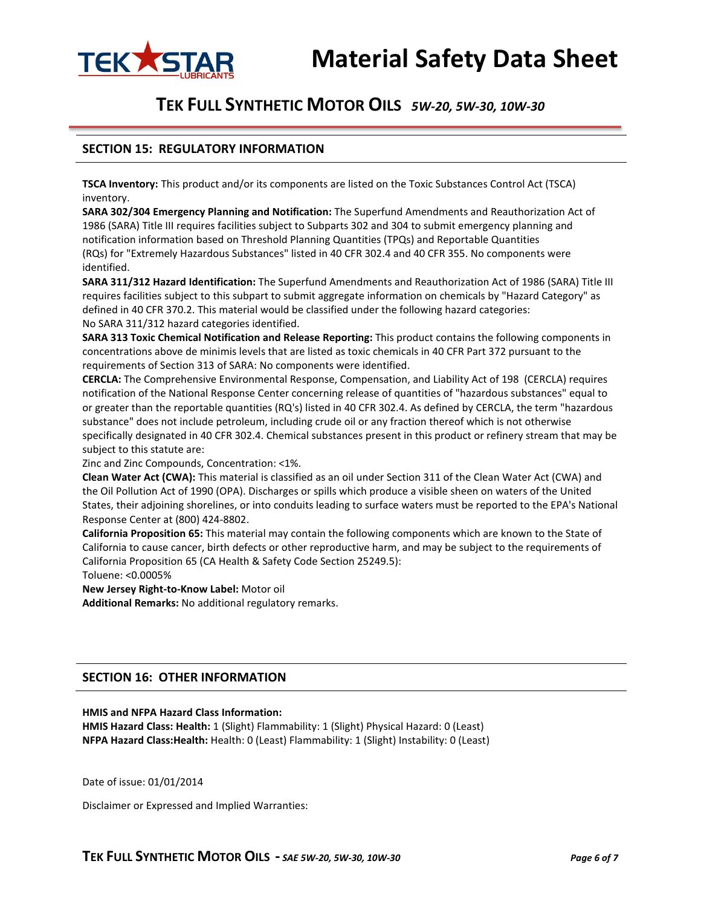## SECTION 15: REGULATORY INFORMATION

**TSCA Inventory:** This product and/or its components are listed on the Toxic Substances Control Act (TSCA) inventory.

**SARA 302/304 Emergency Planning and Notification:** The Superfund Amendments and Reauthorization Act of 1986 (SARA) Title III requires facilities subject to Subparts 302 and 304 to submit emergency planning and notification information based on Threshold Planning Quantities (TPQs) and Reportable Quantities (RQs) for "Extremely Hazardous Substances" listed in 40 CFR 302.4 and 40 CFR 355. No components were identified.

**SARA 311/312 Hazard Identification:** The Superfund Amendments and Reauthorization Act of 1986 (SARA) Title III requires facilities subject to this subpart to submit aggregate information on chemicals by "Hazard Category" as defined in 40 CFR 370.2. This material would be classified under the following hazard categories:
No SARA 311/312 hazard categories identified.

**SARA 313 Toxic Chemical Notification and Release Reporting:** This product contains the following components in concentrations above de minimis levels that are listed as toxic chemicals in 40 CFR Part 372 pursuant to the requirements of Section 313 of SARA: No components were identified.

**CERCLA:** The Comprehensive Environmental Response, Compensation, and Liability Act of 198 (CERCLA) requires notification of the National Response Center concerning release of quantities of "hazardous substances" equal to or greater than the reportable quantities (RQ's) listed in 40 CFR 302.4. As defined by CERCLA, the term "hazardous substance" does not include petroleum, including crude oil or any fraction thereof which is not otherwise specifically designated in 40 CFR 302.4. Chemical substances present in this product or refinery stream that may be subject to this statute are:
Zinc and Zinc Compounds, Concentration: <1%.

**Clean Water Act (CWA):** This material is classified as an oil under Section 311 of the Clean Water Act (CWA) and the Oil Pollution Act of 1990 (OPA). Discharges or spills which produce a visible sheen on waters of the United States, their adjoining shorelines, or into conduits leading to surface waters must be reported to the EPA's National Response Center at (800) 424-8802.

**California Proposition 65:** This material may contain the following components which are known to the State of California to cause cancer, birth defects or other reproductive harm, and may be subject to the requirements of California Proposition 65 (CA Health & Safety Code Section 25249.5):
Toluene: <0.0005%

**New Jersey Right-to-Know Label:** Motor oil

**Additional Remarks:** No additional regulatory remarks.

## SECTION 16: OTHER INFORMATION

**HMIS and NFPA Hazard Class Information:**
**HMIS Hazard Class: Health:** 1 (Slight) Flammability: 1 (Slight) Physical Hazard: 0 (Least)
**NFPA Hazard Class:Health:** Health: 0 (Least) Flammability: 1 (Slight) Instability: 0 (Least)

Date of issue: 01/01/2014

Disclaimer or Expressed and Implied Warranties: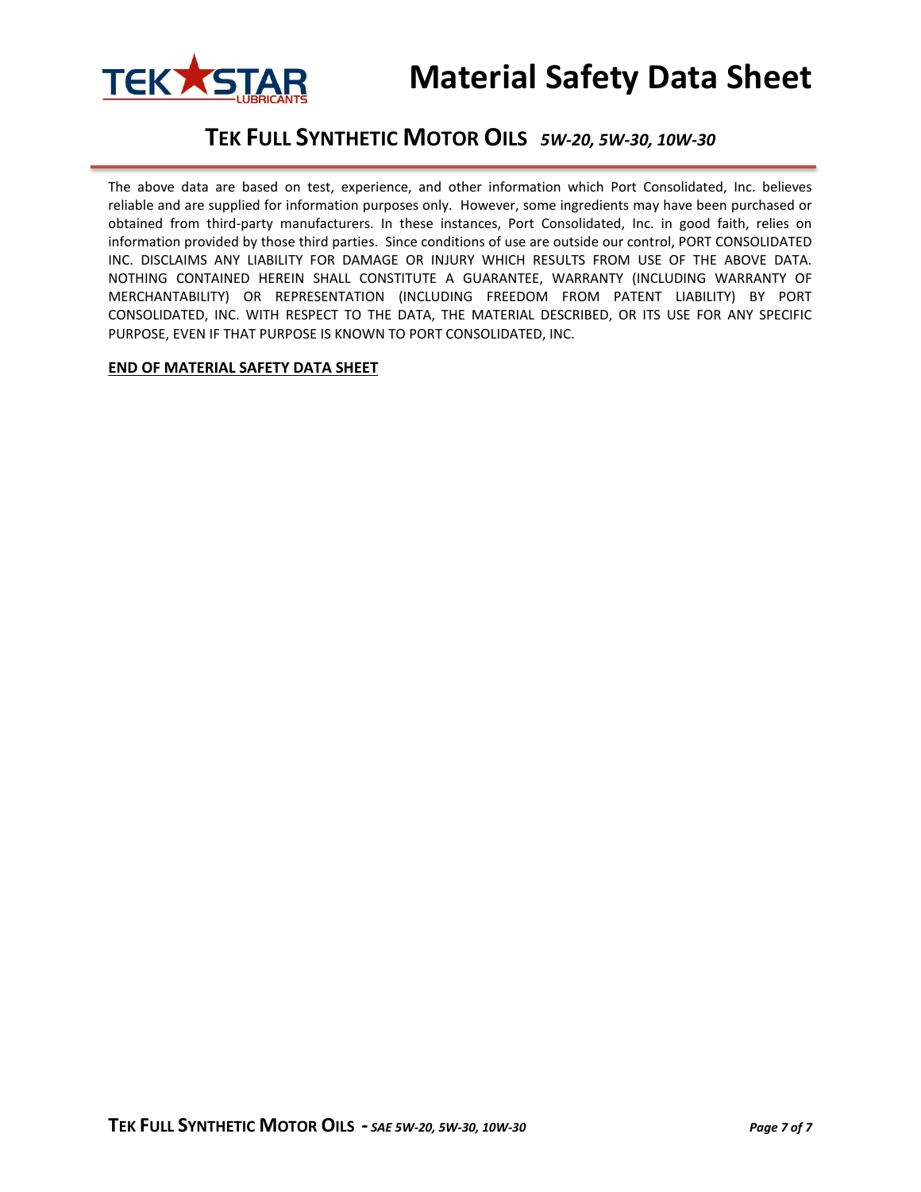The above data are based on test, experience, and other information which Port Consolidated, Inc. believes reliable and are supplied for information purposes only. However, some ingredients may have been purchased or obtained from third-party manufacturers. In these instances, Port Consolidated, Inc. in good faith, relies on information provided by those third parties. Since conditions of use are outside our control, PORT CONSOLIDATED INC. DISCLAIMS ANY LIABILITY FOR DAMAGE OR INJURY WHICH RESULTS FROM USE OF THE ABOVE DATA. NOTHING CONTAINED HEREIN SHALL CONSTITUTE A GUARANTEE, WARRANTY (INCLUDING WARRANTY OF MERCHANTABILITY) OR REPRESENTATION (INCLUDING FREEDOM FROM PATENT LIABILITY) BY PORT CONSOLIDATED, INC. WITH RESPECT TO THE DATA, THE MATERIAL DESCRIBED, OR ITS USE FOR ANY SPECIFIC PURPOSE, EVEN IF THAT PURPOSE IS KNOWN TO PORT CONSOLIDATED, INC.

**END OF MATERIAL SAFETY DATA SHEET**